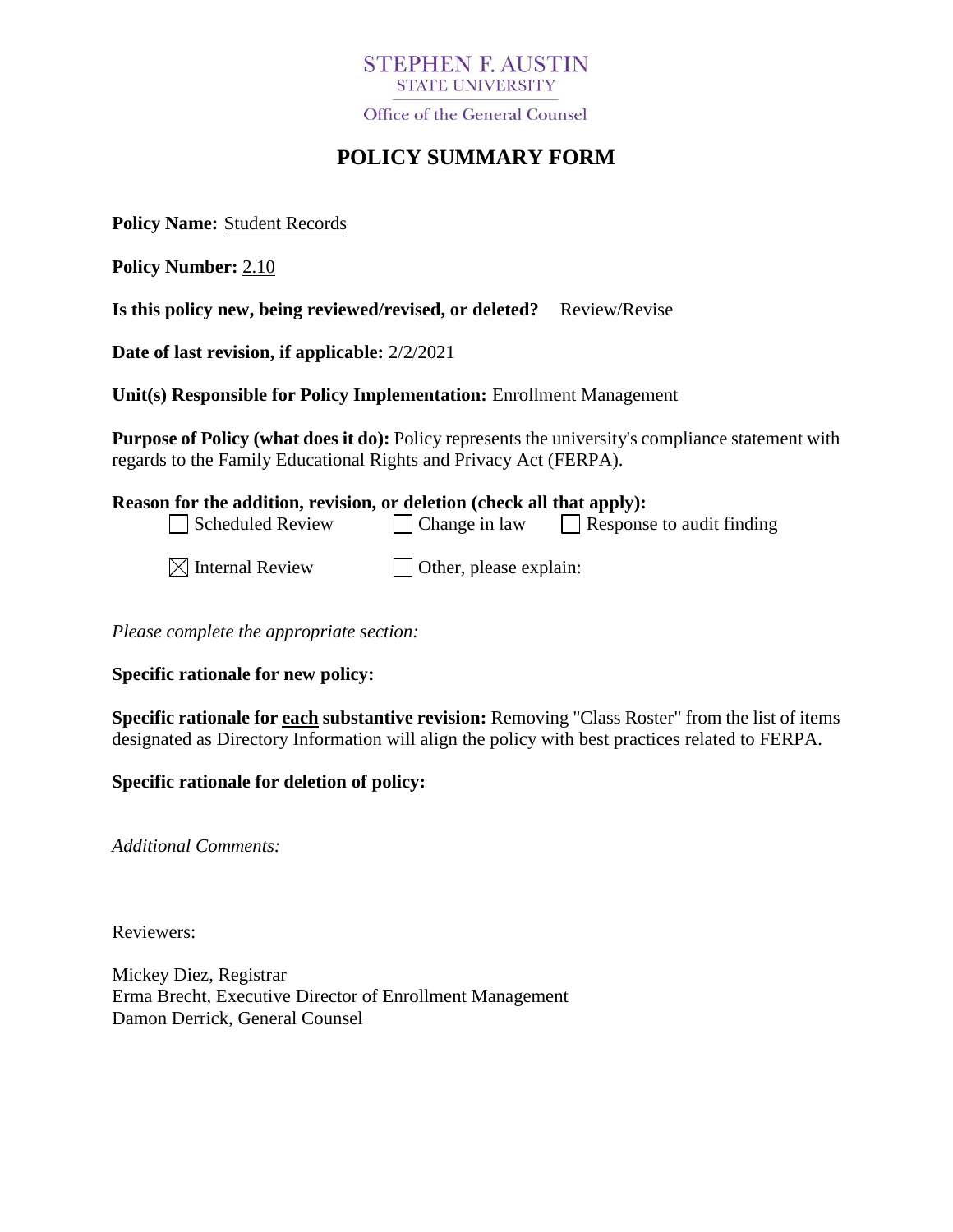STEPHEN F. AUSTIN
STATE UNIVERSITY

Office of the General Counsel

# POLICY SUMMARY FORM

**Policy Name:** Student Records

**Policy Number:** 2.10

**Is this policy new, being reviewed/revised, or deleted?** Review/Revise

**Date of last revision, if applicable:** 2/2/2021

**Unit(s) Responsible for Policy Implementation:** Enrollment Management

**Purpose of Policy (what does it do):** Policy represents the university's compliance statement with regards to the Family Educational Rights and Privacy Act (FERPA).

**Reason for the addition, revision, or deletion (check all that apply):**

- ☐ Scheduled Review
- ☐ Change in law
- ☐ Response to audit finding
- ☒ Internal Review
- ☐ Other, please explain:

*Please complete the appropriate section:*

**Specific rationale for new policy:**

**Specific rationale for each substantive revision:** Removing "Class Roster" from the list of items designated as Directory Information will align the policy with best practices related to FERPA.

**Specific rationale for deletion of policy:**

*Additional Comments:*

Reviewers:

Mickey Diez, Registrar
Erma Brecht, Executive Director of Enrollment Management
Damon Derrick, General Counsel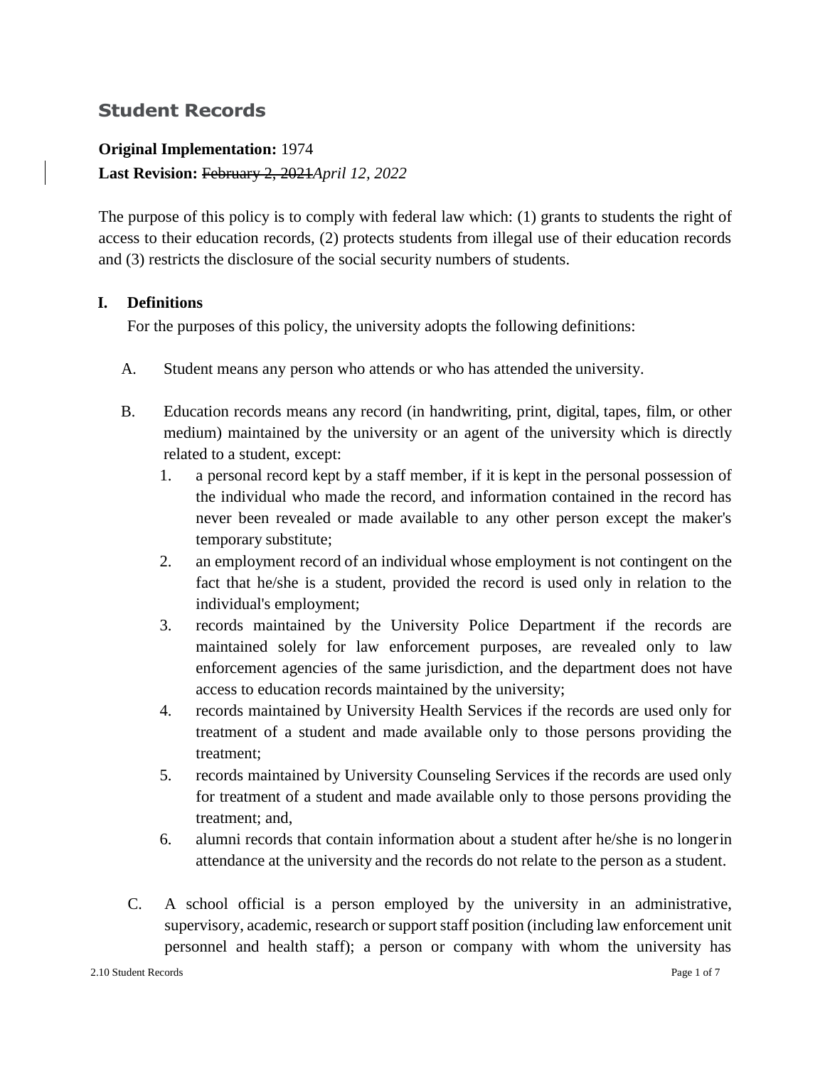# Student Records

**Original Implementation:** 1974

**Last Revision:** ~~February 2, 2021~~*April 12, 2022*

The purpose of this policy is to comply with federal law which: (1) grants to students the right of access to their education records, (2) protects students from illegal use of their education records and (3) restricts the disclosure of the social security numbers of students.

## I. Definitions

For the purposes of this policy, the university adopts the following definitions:

A. Student means any person who attends or who has attended the university.

B. Education records means any record (in handwriting, print, digital, tapes, film, or other medium) maintained by the university or an agent of the university which is directly related to a student, except:

1. a personal record kept by a staff member, if it is kept in the personal possession of the individual who made the record, and information contained in the record has never been revealed or made available to any other person except the maker's temporary substitute;
2. an employment record of an individual whose employment is not contingent on the fact that he/she is a student, provided the record is used only in relation to the individual's employment;
3. records maintained by the University Police Department if the records are maintained solely for law enforcement purposes, are revealed only to law enforcement agencies of the same jurisdiction, and the department does not have access to education records maintained by the university;
4. records maintained by University Health Services if the records are used only for treatment of a student and made available only to those persons providing the treatment;
5. records maintained by University Counseling Services if the records are used only for treatment of a student and made available only to those persons providing the treatment; and,
6. alumni records that contain information about a student after he/she is no longer in attendance at the university and the records do not relate to the person as a student.

C. A school official is a person employed by the university in an administrative, supervisory, academic, research or support staff position (including law enforcement unit personnel and health staff); a person or company with whom the university has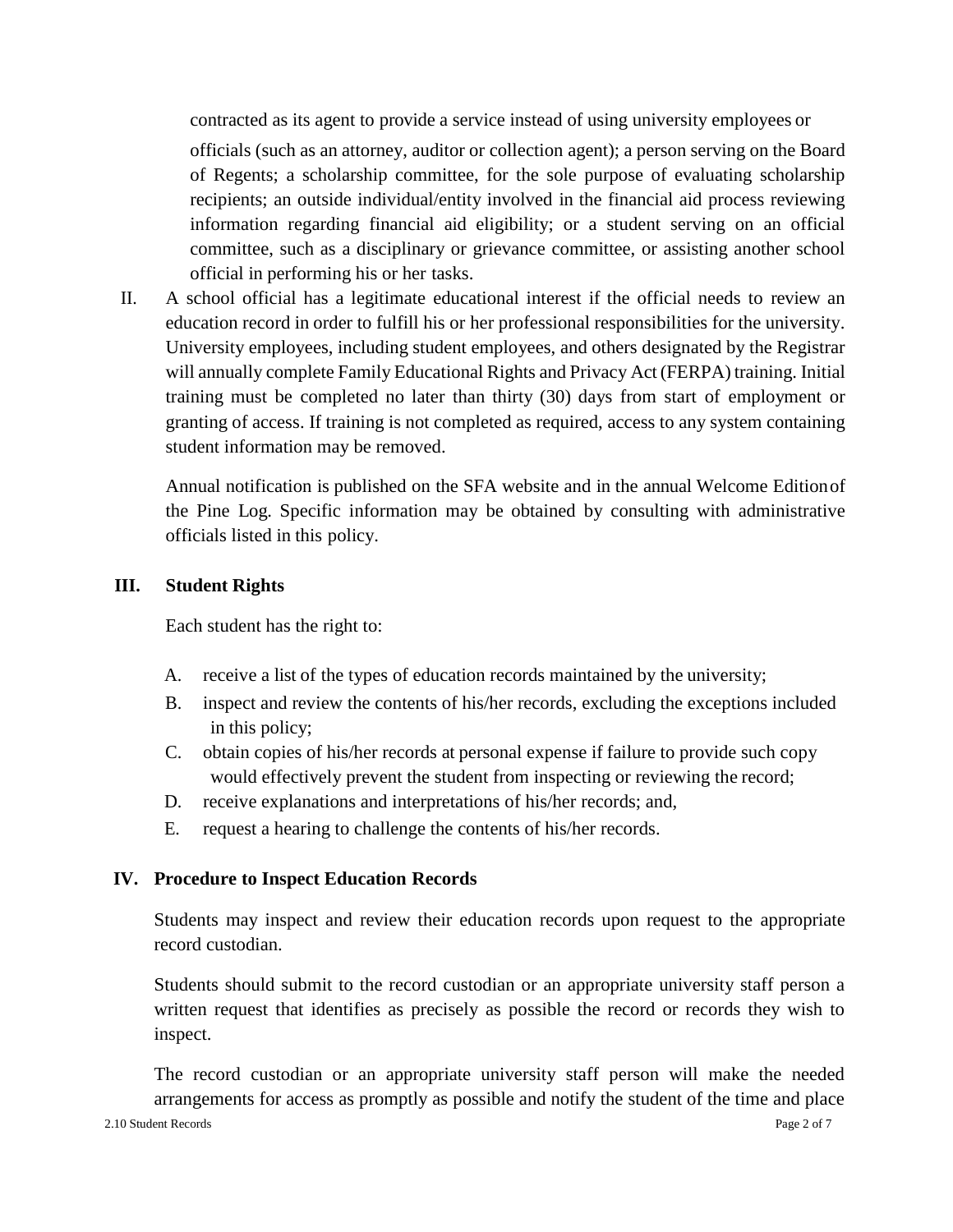contracted as its agent to provide a service instead of using university employees or officials (such as an attorney, auditor or collection agent); a person serving on the Board of Regents; a scholarship committee, for the sole purpose of evaluating scholarship recipients; an outside individual/entity involved in the financial aid process reviewing information regarding financial aid eligibility; or a student serving on an official committee, such as a disciplinary or grievance committee, or assisting another school official in performing his or her tasks.

II. A school official has a legitimate educational interest if the official needs to review an education record in order to fulfill his or her professional responsibilities for the university. University employees, including student employees, and others designated by the Registrar will annually complete Family Educational Rights and Privacy Act (FERPA) training. Initial training must be completed no later than thirty (30) days from start of employment or granting of access. If training is not completed as required, access to any system containing student information may be removed.

Annual notification is published on the SFA website and in the annual Welcome Edition of the Pine Log. Specific information may be obtained by consulting with administrative officials listed in this policy.

## III. Student Rights

Each student has the right to:

A. receive a list of the types of education records maintained by the university;

B. inspect and review the contents of his/her records, excluding the exceptions included in this policy;

C. obtain copies of his/her records at personal expense if failure to provide such copy would effectively prevent the student from inspecting or reviewing the record;

D. receive explanations and interpretations of his/her records; and,

E. request a hearing to challenge the contents of his/her records.

## IV. Procedure to Inspect Education Records

Students may inspect and review their education records upon request to the appropriate record custodian.

Students should submit to the record custodian or an appropriate university staff person a written request that identifies as precisely as possible the record or records they wish to inspect.

The record custodian or an appropriate university staff person will make the needed arrangements for access as promptly as possible and notify the student of the time and place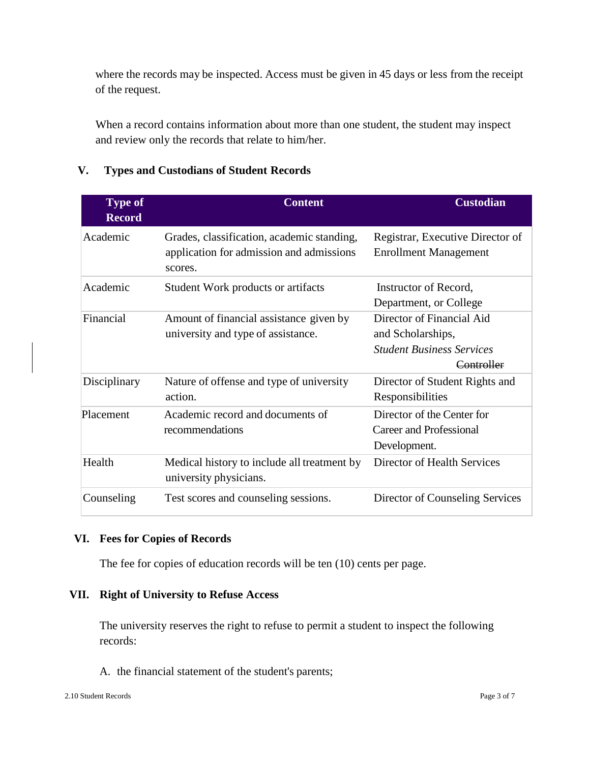where the records may be inspected. Access must be given in 45 days or less from the receipt of the request.

When a record contains information about more than one student, the student may inspect and review only the records that relate to him/her.

## V. Types and Custodians of Student Records

| Type of Record | Content | Custodian |
|---|---|---|
| Academic | Grades, classification, academic standing, application for admission and admissions scores. | Registrar, Executive Director of Enrollment Management |
| Academic | Student Work products or artifacts | Instructor of Record, Department, or College |
| Financial | Amount of financial assistance given by university and type of assistance. | Director of Financial Aid and Scholarships, *Student Business Services* ~~Controller~~ |
| Disciplinary | Nature of offense and type of university action. | Director of Student Rights and Responsibilities |
| Placement | Academic record and documents of recommendations | Director of the Center for Career and Professional Development. |
| Health | Medical history to include all treatment by university physicians. | Director of Health Services |
| Counseling | Test scores and counseling sessions. | Director of Counseling Services |

## VI. Fees for Copies of Records

The fee for copies of education records will be ten (10) cents per page.

## VII. Right of University to Refuse Access

The university reserves the right to refuse to permit a student to inspect the following records:

A. the financial statement of the student's parents;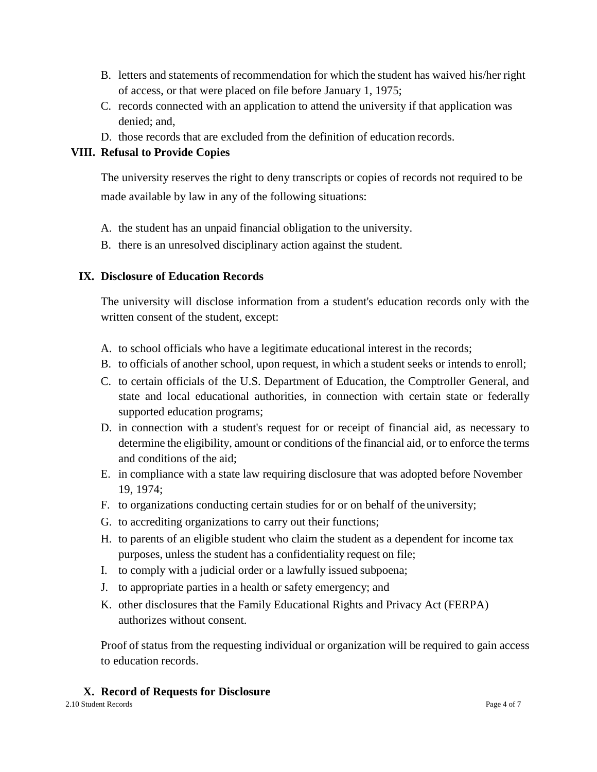B. letters and statements of recommendation for which the student has waived his/her right of access, or that were placed on file before January 1, 1975;
C. records connected with an application to attend the university if that application was denied; and,
D. those records that are excluded from the definition of education records.

## VIII. Refusal to Provide Copies

The university reserves the right to deny transcripts or copies of records not required to be made available by law in any of the following situations:

A. the student has an unpaid financial obligation to the university.
B. there is an unresolved disciplinary action against the student.

## IX. Disclosure of Education Records

The university will disclose information from a student's education records only with the written consent of the student, except:

A. to school officials who have a legitimate educational interest in the records;
B. to officials of another school, upon request, in which a student seeks or intends to enroll;
C. to certain officials of the U.S. Department of Education, the Comptroller General, and state and local educational authorities, in connection with certain state or federally supported education programs;
D. in connection with a student's request for or receipt of financial aid, as necessary to determine the eligibility, amount or conditions of the financial aid, or to enforce the terms and conditions of the aid;
E. in compliance with a state law requiring disclosure that was adopted before November 19, 1974;
F. to organizations conducting certain studies for or on behalf of the university;
G. to accrediting organizations to carry out their functions;
H. to parents of an eligible student who claim the student as a dependent for income tax purposes, unless the student has a confidentiality request on file;
I. to comply with a judicial order or a lawfully issued subpoena;
J. to appropriate parties in a health or safety emergency; and
K. other disclosures that the Family Educational Rights and Privacy Act (FERPA) authorizes without consent.

Proof of status from the requesting individual or organization will be required to gain access to education records.

## X. Record of Requests for Disclosure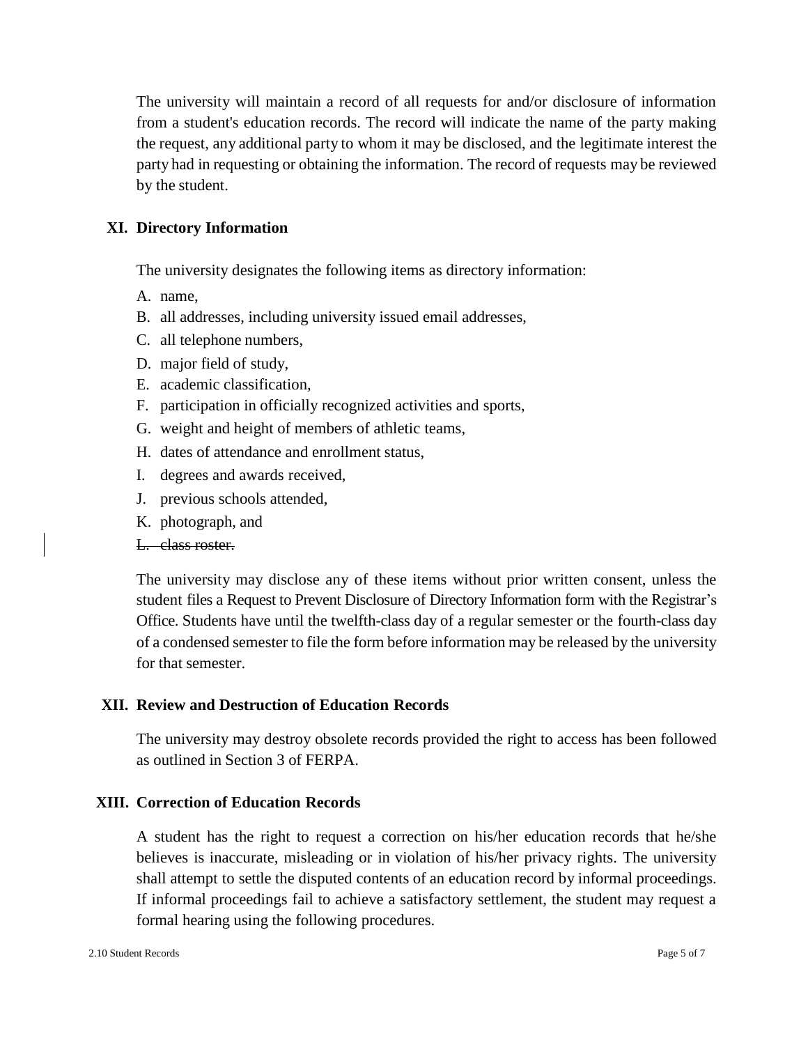The university will maintain a record of all requests for and/or disclosure of information from a student's education records. The record will indicate the name of the party making the request, any additional party to whom it may be disclosed, and the legitimate interest the party had in requesting or obtaining the information. The record of requests may be reviewed by the student.

## XI. Directory Information

The university designates the following items as directory information:

A. name,
B. all addresses, including university issued email addresses,
C. all telephone numbers,
D. major field of study,
E. academic classification,
F. participation in officially recognized activities and sports,
G. weight and height of members of athletic teams,
H. dates of attendance and enrollment status,
I. degrees and awards received,
J. previous schools attended,
K. photograph, and
~~L. class roster.~~

The university may disclose any of these items without prior written consent, unless the student files a Request to Prevent Disclosure of Directory Information form with the Registrar's Office. Students have until the twelfth-class day of a regular semester or the fourth-class day of a condensed semester to file the form before information may be released by the university for that semester.

## XII. Review and Destruction of Education Records

The university may destroy obsolete records provided the right to access has been followed as outlined in Section 3 of FERPA.

## XIII. Correction of Education Records

A student has the right to request a correction on his/her education records that he/she believes is inaccurate, misleading or in violation of his/her privacy rights. The university shall attempt to settle the disputed contents of an education record by informal proceedings. If informal proceedings fail to achieve a satisfactory settlement, the student may request a formal hearing using the following procedures.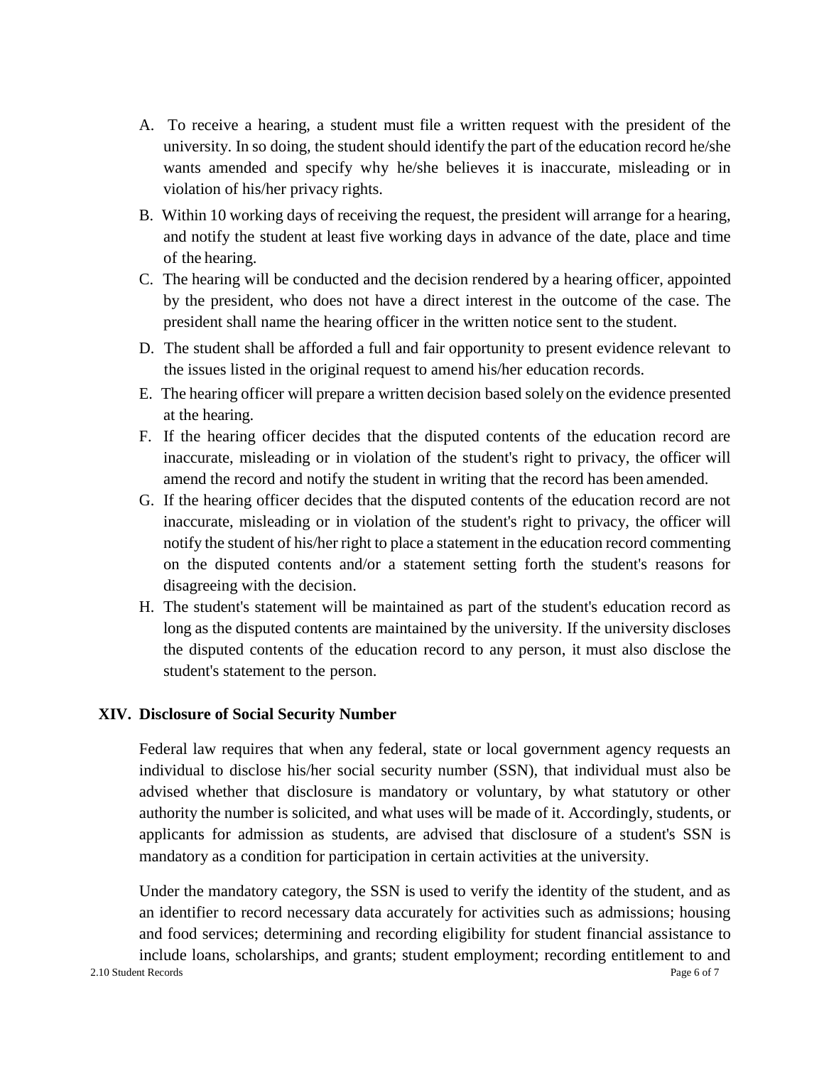A. To receive a hearing, a student must file a written request with the president of the university. In so doing, the student should identify the part of the education record he/she wants amended and specify why he/she believes it is inaccurate, misleading or in violation of his/her privacy rights.

B. Within 10 working days of receiving the request, the president will arrange for a hearing, and notify the student at least five working days in advance of the date, place and time of the hearing.

C. The hearing will be conducted and the decision rendered by a hearing officer, appointed by the president, who does not have a direct interest in the outcome of the case. The president shall name the hearing officer in the written notice sent to the student.

D. The student shall be afforded a full and fair opportunity to present evidence relevant to the issues listed in the original request to amend his/her education records.

E. The hearing officer will prepare a written decision based solely on the evidence presented at the hearing.

F. If the hearing officer decides that the disputed contents of the education record are inaccurate, misleading or in violation of the student's right to privacy, the officer will amend the record and notify the student in writing that the record has been amended.

G. If the hearing officer decides that the disputed contents of the education record are not inaccurate, misleading or in violation of the student's right to privacy, the officer will notify the student of his/her right to place a statement in the education record commenting on the disputed contents and/or a statement setting forth the student's reasons for disagreeing with the decision.

H. The student's statement will be maintained as part of the student's education record as long as the disputed contents are maintained by the university. If the university discloses the disputed contents of the education record to any person, it must also disclose the student's statement to the person.

## XIV. Disclosure of Social Security Number

Federal law requires that when any federal, state or local government agency requests an individual to disclose his/her social security number (SSN), that individual must also be advised whether that disclosure is mandatory or voluntary, by what statutory or other authority the number is solicited, and what uses will be made of it. Accordingly, students, or applicants for admission as students, are advised that disclosure of a student's SSN is mandatory as a condition for participation in certain activities at the university.

Under the mandatory category, the SSN is used to verify the identity of the student, and as an identifier to record necessary data accurately for activities such as admissions; housing and food services; determining and recording eligibility for student financial assistance to include loans, scholarships, and grants; student employment; recording entitlement to and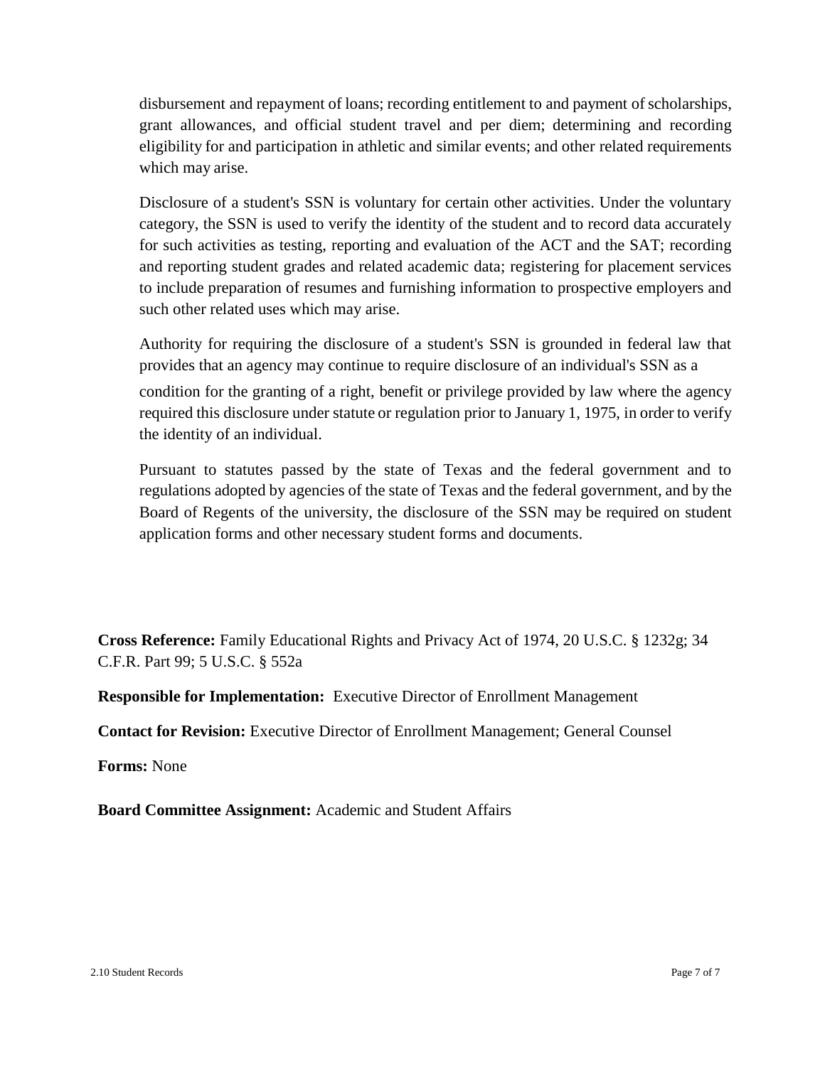disbursement and repayment of loans; recording entitlement to and payment of scholarships, grant allowances, and official student travel and per diem; determining and recording eligibility for and participation in athletic and similar events; and other related requirements which may arise.

Disclosure of a student's SSN is voluntary for certain other activities. Under the voluntary category, the SSN is used to verify the identity of the student and to record data accurately for such activities as testing, reporting and evaluation of the ACT and the SAT; recording and reporting student grades and related academic data; registering for placement services to include preparation of resumes and furnishing information to prospective employers and such other related uses which may arise.

Authority for requiring the disclosure of a student's SSN is grounded in federal law that provides that an agency may continue to require disclosure of an individual's SSN as a condition for the granting of a right, benefit or privilege provided by law where the agency required this disclosure under statute or regulation prior to January 1, 1975, in order to verify the identity of an individual.

Pursuant to statutes passed by the state of Texas and the federal government and to regulations adopted by agencies of the state of Texas and the federal government, and by the Board of Regents of the university, the disclosure of the SSN may be required on student application forms and other necessary student forms and documents.

**Cross Reference:** Family Educational Rights and Privacy Act of 1974, 20 U.S.C. § 1232g; 34 C.F.R. Part 99; 5 U.S.C. § 552a

**Responsible for Implementation:** Executive Director of Enrollment Management

**Contact for Revision:** Executive Director of Enrollment Management; General Counsel

**Forms:** None

**Board Committee Assignment:** Academic and Student Affairs